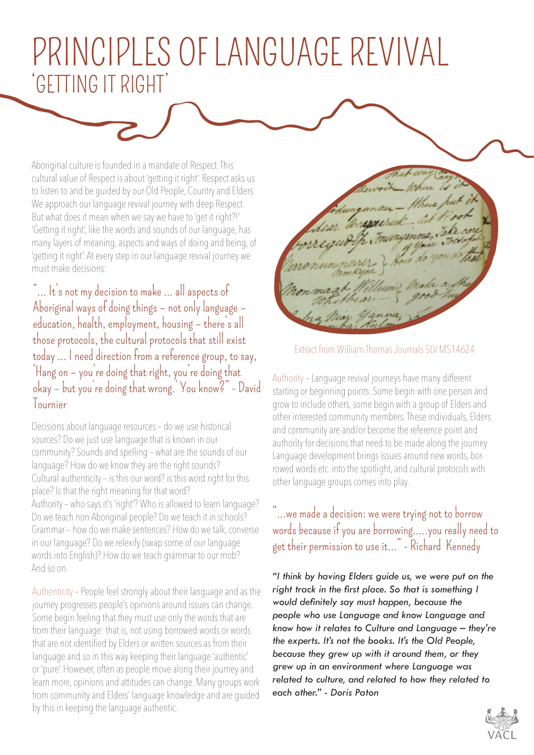# PRINCIPLES OF LANGUAGE REVIVAL

## 'GETTING IT RIGHT'

Aboriginal culture is founded in a mandate of Respect. This cultural value of Respect is about 'getting it right'. Respect asks us to listen to and be guided by our Old People, Country and Elders. We approach our language revival journey with deep Respect. But what does it mean when we say we have to 'get it right?!' 'Getting it right', like the words and sounds of our language, has many layers of meaning, aspects and ways of doing and being, of 'getting it right'. At every step in our language revival journey we must make decisions:

"... It's not my decision to make ... all aspects of Aboriginal ways of doing things – not only language – education, health, employment, housing – there's all those protocols, the cultural protocols that still exist today ... I need direction from a reference group, to say, 'Hang on – you're doing that right, you're doing that okay – but you're doing that wrong.' You know?" - David Tournier

Decisions about language resources – do we use historical sources? Do we just use language that is known in our community? Sounds and spelling – what are the sounds of our language? How do we know they are the right sounds?
Cultural authenticity – is this our word? is this word right for this place? Is that the right meaning for that word?
Authority – who says it's 'right'? Who is allowed to learn language? Do we teach non-Aboriginal people? Do we teach it in schools?
Grammar – how do we make sentences? How do we talk, converse in our language? Do we relexify (swap some of our language words into English)? How do we teach grammar to our mob?
And so on.

Authenticity – People feel strongly about their language and as the journey progresses people's opinions around issues can change. Some begin feeling that they must use only the words that are from their language: that is, not using borrowed words or words that are not identified by Elders or written sources as from their language and so in this way keeping their language 'authentic' or 'pure'. However, often as people move along their journey and learn more, opinions and attitudes can change. Many groups work from community and Elders' language knowledge and are guided by this in keeping the language authentic.

Extract from William Thomas Journals SLV MS14624

Authority – Language revival journeys have many different starting or beginning points. Some begin with one person and grow to include others, some begin with a group of Elders and other interested community members. These individuals, Elders and community are and/or become the reference point and authority for decisions that need to be made along the journey. Language development brings issues around new words, borrowed words etc. into the spotlight, and cultural protocols with other language groups comes into play.

"...we made a decision: we were trying not to borrow words because if you are borrowing.....you really need to get their permission to use it..." - Richard Kennedy

*"I think by having Elders guide us, we were put on the right track in the first place. So that is something I would definitely say must happen, because the people who use Language and know Language and know how it relates to Culture and Language – they're the experts. It's not the books. It's the Old People, because they grew up with it around them, or they grew up in an environment where Language was related to culture, and related to how they related to each other." - Doris Paton*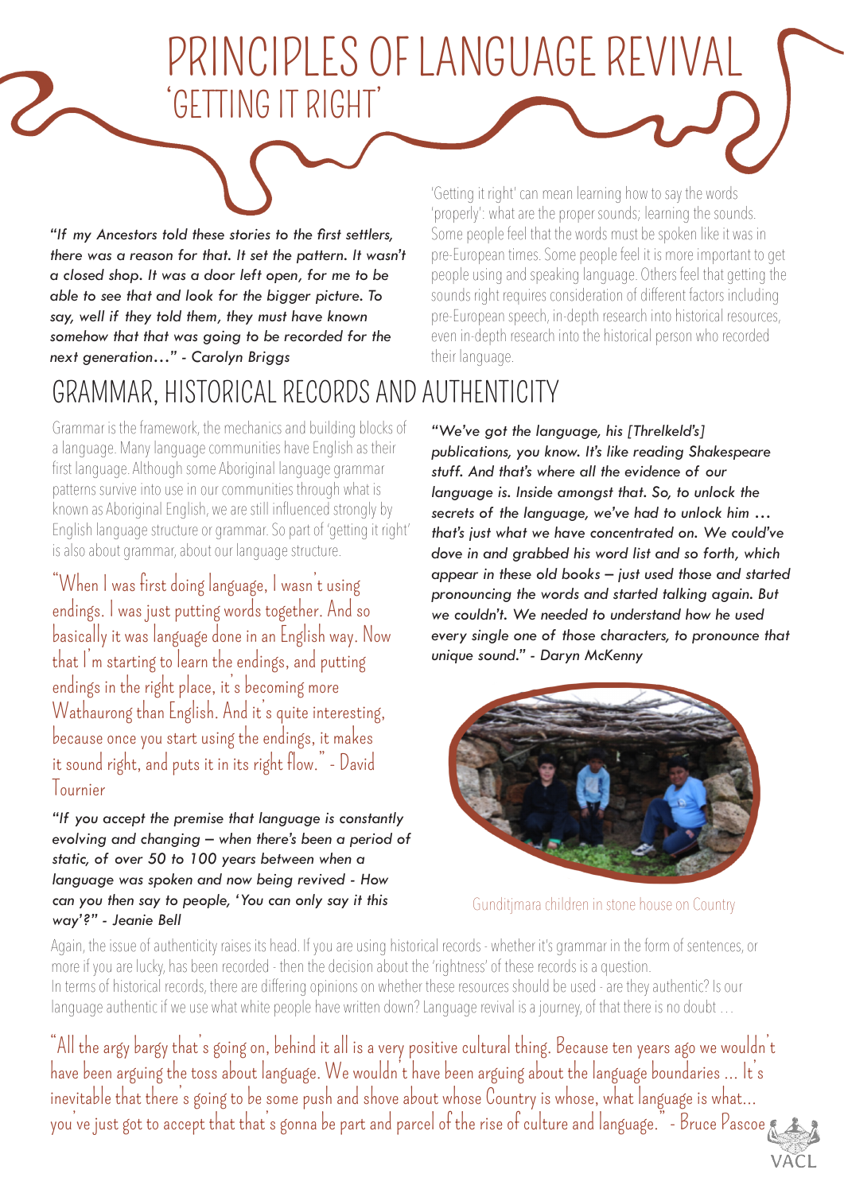# PRINCIPLES OF LANGUAGE REVIVAL

## 'GETTING IT RIGHT'

*"If my Ancestors told these stories to the first settlers, there was a reason for that. It set the pattern. It wasn't a closed shop. It was a door left open, for me to be able to see that and look for the bigger picture. To say, well if they told them, they must have known somehow that that was going to be recorded for the next generation…" - Carolyn Briggs*

'Getting it right' can mean learning how to say the words 'properly': what are the proper sounds; learning the sounds. Some people feel that the words must be spoken like it was in pre-European times. Some people feel it is more important to get people using and speaking language. Others feel that getting the sounds right requires consideration of different factors including pre-European speech, in-depth research into historical resources, even in-depth research into the historical person who recorded their language.

## GRAMMAR, HISTORICAL RECORDS AND AUTHENTICITY

Grammar is the framework, the mechanics and building blocks of a language. Many language communities have English as their first language. Although some Aboriginal language grammar patterns survive into use in our communities through what is known as Aboriginal English, we are still influenced strongly by English language structure or grammar. So part of 'getting it right' is also about grammar, about our language structure.

"When I was first doing language, I wasn't using endings. I was just putting words together. And so basically it was language done in an English way. Now that I'm starting to learn the endings, and putting endings in the right place, it's becoming more Wathaurong than English. And it's quite interesting, because once you start using the endings, it makes it sound right, and puts it in its right flow." - David Tournier

*"If you accept the premise that language is constantly evolving and changing – when there's been a period of static, of over 50 to 100 years between when a language was spoken and now being revived - How can you then say to people, 'You can only say it this way'?" - Jeanie Bell*

*"We've got the language, his [Threlkeld's] publications, you know. It's like reading Shakespeare stuff. And that's where all the evidence of our language is. Inside amongst that. So, to unlock the secrets of the language, we've had to unlock him … that's just what we have concentrated on. We could've dove in and grabbed his word list and so forth, which appear in these old books – just used those and started pronouncing the words and started talking again. But we couldn't. We needed to understand how he used every single one of those characters, to pronounce that unique sound." - Daryn McKenny*

Gunditjmara children in stone house on Country

Again, the issue of authenticity raises its head. If you are using historical records - whether it's grammar in the form of sentences, or more if you are lucky, has been recorded - then the decision about the 'rightness' of these records is a question. In terms of historical records, there are differing opinions on whether these resources should be used - are they authentic? Is our language authentic if we use what white people have written down? Language revival is a journey, of that there is no doubt …

"All the argy bargy that's going on, behind it all is a very positive cultural thing. Because ten years ago we wouldn't have been arguing the toss about language. We wouldn't have been arguing about the language boundaries … It's inevitable that there's going to be some push and shove about whose Country is whose, what language is what… you've just got to accept that that's gonna be part and parcel of the rise of culture and language." - Bruce Pascoe